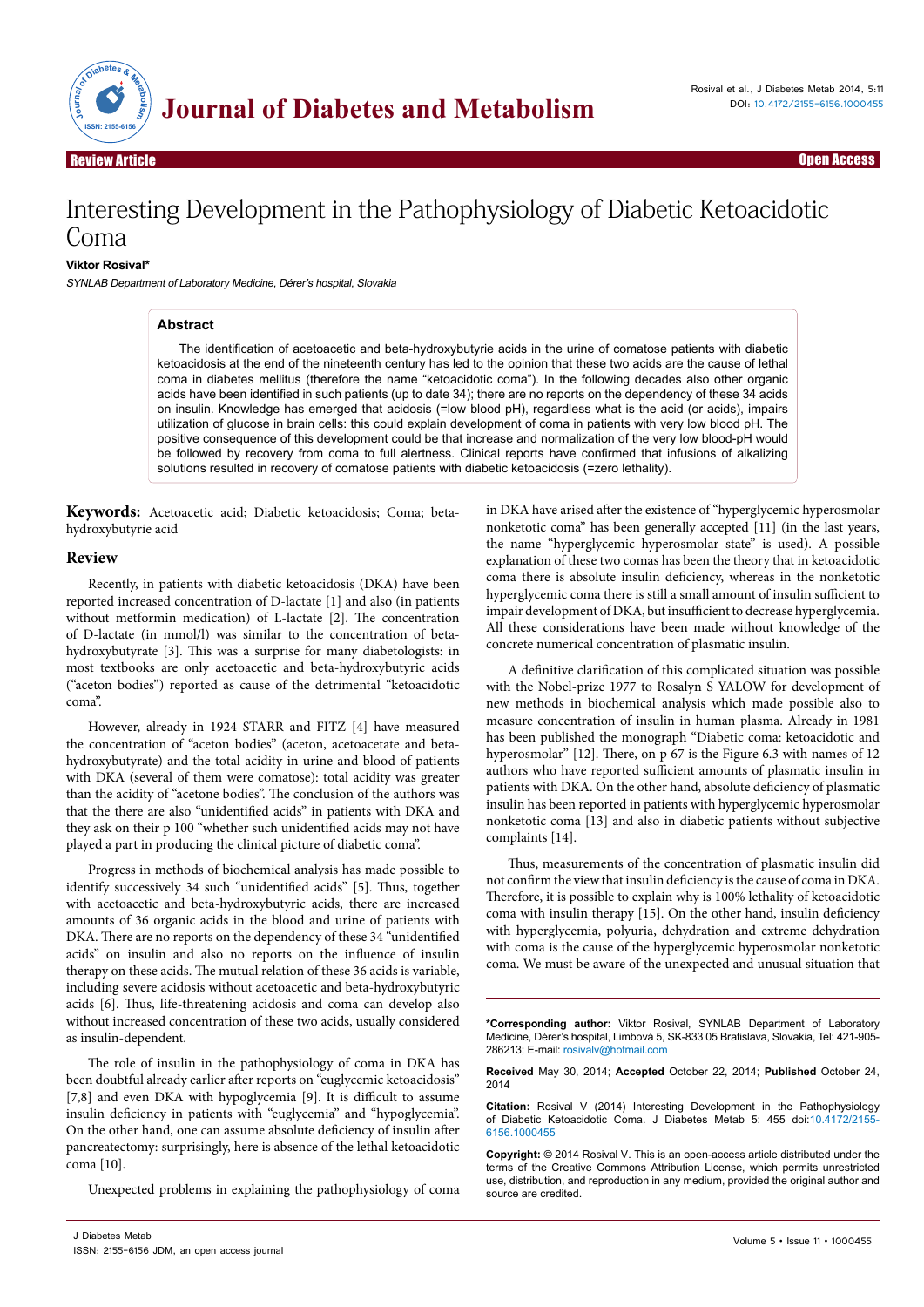Review Article | Open Access

# Interesting Development in the Pathophysiology of Diabetic Ketoacidotic Coma

**Viktor Rosival***

*SYNLAB Department of Laboratory Medicine, Dérer's hospital, Slovakia*

## Abstract

The identification of acetoacetic and beta-hydroxybutyrie acids in the urine of comatose patients with diabetic ketoacidosis at the end of the nineteenth century has led to the opinion that these two acids are the cause of lethal coma in diabetes mellitus (therefore the name "ketoacidotic coma"). In the following decades also other organic acids have been identified in such patients (up to date 34); there are no reports on the dependency of these 34 acids on insulin. Knowledge has emerged that acidosis (=low blood pH), regardless what is the acid (or acids), impairs utilization of glucose in brain cells: this could explain development of coma in patients with very low blood pH. The positive consequence of this development could be that increase and normalization of the very low blood-pH would be followed by recovery from coma to full alertness. Clinical reports have confirmed that infusions of alkalizing solutions resulted in recovery of comatose patients with diabetic ketoacidosis (=zero lethality).

**Keywords:** Acetoacetic acid; Diabetic ketoacidosis; Coma; beta-hydroxybutyrie acid

## Review

Recently, in patients with diabetic ketoacidosis (DKA) have been reported increased concentration of D-lactate [1] and also (in patients without metformin medication) of L-lactate [2]. The concentration of D-lactate (in mmol/l) was similar to the concentration of beta-hydroxybutyrate [3]. This was a surprise for many diabetologists: in most textbooks are only acetoacetic and beta-hydroxybutyric acids ("aceton bodies") reported as cause of the detrimental "ketoacidotic coma".

However, already in 1924 STARR and FITZ [4] have measured the concentration of "aceton bodies" (aceton, acetoacetate and beta-hydroxybutyrate) and the total acidity in urine and blood of patients with DKA (several of them were comatose): total acidity was greater than the acidity of "acetone bodies". The conclusion of the authors was that the there are also "unidentified acids" in patients with DKA and they ask on their p 100 "whether such unidentified acids may not have played a part in producing the clinical picture of diabetic coma".

Progress in methods of biochemical analysis has made possible to identify successively 34 such "unidentified acids" [5]. Thus, together with acetoacetic and beta-hydroxybutyric acids, there are increased amounts of 36 organic acids in the blood and urine of patients with DKA. There are no reports on the dependency of these 34 "unidentified acids" on insulin and also no reports on the influence of insulin therapy on these acids. The mutual relation of these 36 acids is variable, including severe acidosis without acetoacetic and beta-hydroxybutyric acids [6]. Thus, life-threatening acidosis and coma can develop also without increased concentration of these two acids, usually considered as insulin-dependent.

The role of insulin in the pathophysiology of coma in DKA has been doubtful already earlier after reports on "euglycemic ketoacidosis" [7,8] and even DKA with hypoglycemia [9]. It is difficult to assume insulin deficiency in patients with "euglycemia" and "hypoglycemia". On the other hand, one can assume absolute deficiency of insulin after pancreatectomy: surprisingly, here is absence of the lethal ketoacidotic coma [10].

Unexpected problems in explaining the pathophysiology of coma in DKA have arised after the existence of "hyperglycemic hyperosmolar nonketotic coma" has been generally accepted [11] (in the last years, the name "hyperglycemic hyperosmolar state" is used). A possible explanation of these two comas has been the theory that in ketoacidotic coma there is absolute insulin deficiency, whereas in the nonketotic hyperglycemic coma there is still a small amount of insulin sufficient to impair development of DKA, but insufficient to decrease hyperglycemia. All these considerations have been made without knowledge of the concrete numerical concentration of plasmatic insulin.

A definitive clarification of this complicated situation was possible with the Nobel-prize 1977 to Rosalyn S YALOW for development of new methods in biochemical analysis which made possible also to measure concentration of insulin in human plasma. Already in 1981 has been published the monograph "Diabetic coma: ketoacidotic and hyperosmolar" [12]. There, on p 67 is the Figure 6.3 with names of 12 authors who have reported sufficient amounts of plasmatic insulin in patients with DKA. On the other hand, absolute deficiency of plasmatic insulin has been reported in patients with hyperglycemic hyperosmolar nonketotic coma [13] and also in diabetic patients without subjective complaints [14].

Thus, measurements of the concentration of plasmatic insulin did not confirm the view that insulin deficiency is the cause of coma in DKA. Therefore, it is possible to explain why is 100% lethality of ketoacidotic coma with insulin therapy [15]. On the other hand, insulin deficiency with hyperglycemia, polyuria, dehydration and extreme dehydration with coma is the cause of the hyperglycemic hyperosmolar nonketotic coma. We must be aware of the unexpected and unusual situation that

---

**\*Corresponding author:** Viktor Rosival, SYNLAB Department of Laboratory Medicine, Dérer's hospital, Limbová 5, SK-833 05 Bratislava, Slovakia, Tel: 421-905-286213; E-mail: rosivalv@hotmail.com

**Received** May 30, 2014; **Accepted** October 22, 2014; **Published** October 24, 2014

**Citation:** Rosival V (2014) Interesting Development in the Pathophysiology of Diabetic Ketoacidotic Coma. J Diabetes Metab 5: 455 doi:10.4172/2155-6156.1000455

**Copyright:** © 2014 Rosival V. This is an open-access article distributed under the terms of the Creative Commons Attribution License, which permits unrestricted use, distribution, and reproduction in any medium, provided the original author and source are credited.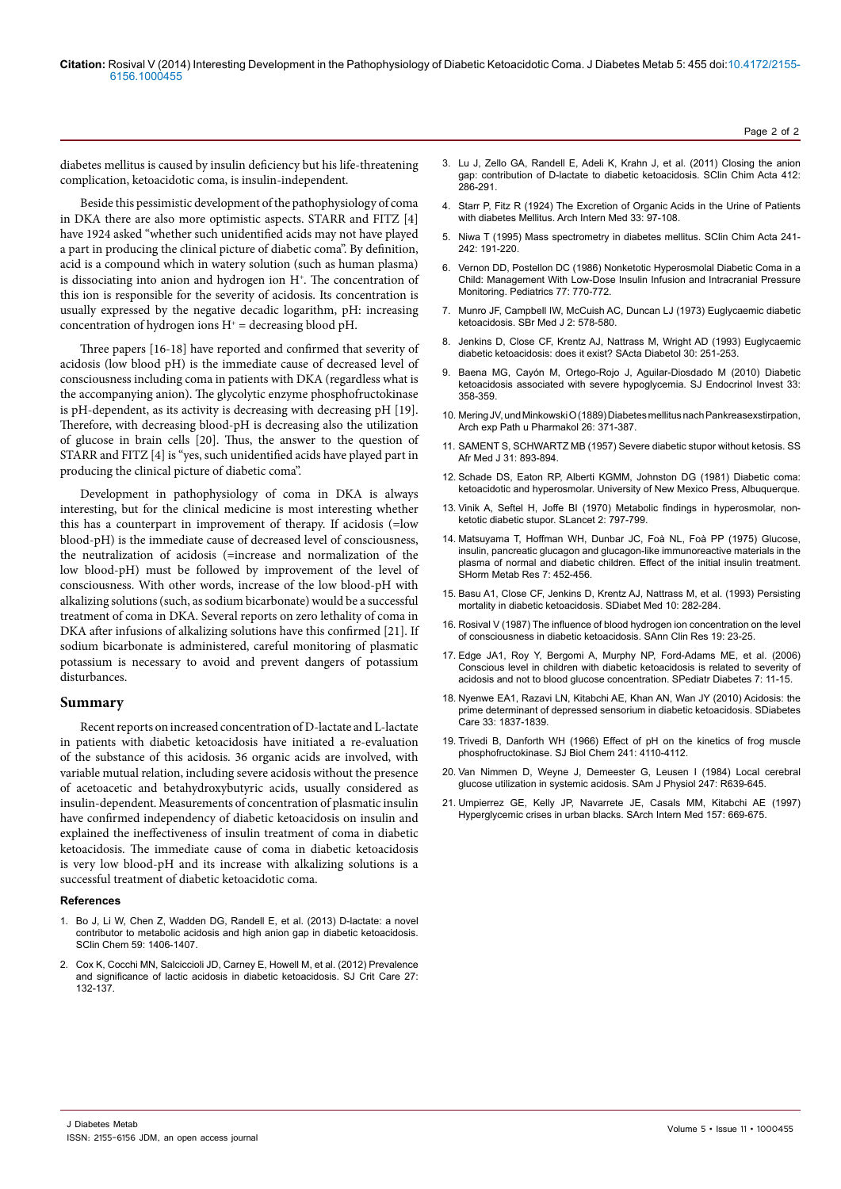diabetes mellitus is caused by insulin deficiency but his life-threatening complication, ketoacidotic coma, is insulin-independent.

Beside this pessimistic development of the pathophysiology of coma in DKA there are also more optimistic aspects. STARR and FITZ [4] have 1924 asked "whether such unidentified acids may not have played a part in producing the clinical picture of diabetic coma". By definition, acid is a compound which in watery solution (such as human plasma) is dissociating into anion and hydrogen ion $H^+$. The concentration of this ion is responsible for the severity of acidosis. Its concentration is usually expressed by the negative decadic logarithm, pH: increasing concentration of hydrogen ions $H^+$ = decreasing blood pH.

Three papers [16-18] have reported and confirmed that severity of acidosis (low blood pH) is the immediate cause of decreased level of consciousness including coma in patients with DKA (regardless what is the accompanying anion). The glycolytic enzyme phosphofructokinase is pH-dependent, as its activity is decreasing with decreasing pH [19]. Therefore, with decreasing blood-pH is decreasing also the utilization of glucose in brain cells [20]. Thus, the answer to the question of STARR and FITZ [4] is "yes, such unidentified acids have played part in producing the clinical picture of diabetic coma".

Development in pathophysiology of coma in DKA is always interesting, but for the clinical medicine is most interesting whether this has a counterpart in improvement of therapy. If acidosis (=low blood-pH) is the immediate cause of decreased level of consciousness, the neutralization of acidosis (=increase and normalization of the low blood-pH) must be followed by improvement of the level of consciousness. With other words, increase of the low blood-pH with alkalizing solutions (such, as sodium bicarbonate) would be a successful treatment of coma in DKA. Several reports on zero lethality of coma in DKA after infusions of alkalizing solutions have this confirmed [21]. If sodium bicarbonate is administered, careful monitoring of plasmatic potassium is necessary to avoid and prevent dangers of potassium disturbances.

## Summary

Recent reports on increased concentration of D-lactate and L-lactate in patients with diabetic ketoacidosis have initiated a re-evaluation of the substance of this acidosis. 36 organic acids are involved, with variable mutual relation, including severe acidosis without the presence of acetoacetic and betahydroxybutyric acids, usually considered as insulin-dependent. Measurements of concentration of plasmatic insulin have confirmed independency of diabetic ketoacidosis on insulin and explained the ineffectiveness of insulin treatment of coma in diabetic ketoacidosis. The immediate cause of coma in diabetic ketoacidosis is very low blood-pH and its increase with alkalizing solutions is a successful treatment of diabetic ketoacidotic coma.

### References

1. Bo J, Li W, Chen Z, Wadden DG, Randell E, et al. (2013) D-lactate: a novel contributor to metabolic acidosis and high anion gap in diabetic ketoacidosis. SClin Chem 59: 1406-1407.
2. Cox K, Cocchi MN, Salciccioli JD, Carney E, Howell M, et al. (2012) Prevalence and significance of lactic acidosis in diabetic ketoacidosis. SJ Crit Care 27: 132-137.
3. Lu J, Zello GA, Randell E, Adeli K, Krahn J, et al. (2011) Closing the anion gap: contribution of D-lactate to diabetic ketoacidosis. SClin Chim Acta 412: 286-291.
4. Starr P, Fitz R (1924) The Excretion of Organic Acids in the Urine of Patients with diabetes Mellitus. Arch Intern Med 33: 97-108.
5. Niwa T (1995) Mass spectrometry in diabetes mellitus. SClin Chim Acta 241-242: 191-220.
6. Vernon DD, Postellon DC (1986) Nonketotic Hyperosmolal Diabetic Coma in a Child: Management With Low-Dose Insulin Infusion and Intracranial Pressure Monitoring. Pediatrics 77: 770-772.
7. Munro JF, Campbell IW, McCuish AC, Duncan LJ (1973) Euglycaemic diabetic ketoacidosis. SBr Med J 2: 578-580.
8. Jenkins D, Close CF, Krentz AJ, Nattrass M, Wright AD (1993) Euglycaemic diabetic ketoacidosis: does it exist? SActa Diabetol 30: 251-253.
9. Baena MG, Cayón M, Ortego-Rojo J, Aguilar-Diosdado M (2010) Diabetic ketoacidosis associated with severe hypoglycemia. SJ Endocrinol Invest 33: 358-359.
10. Mering JV, und Minkowski O (1889) Diabetes mellitus nach Pankreasexstirpation, Arch exp Path u Pharmakol 26: 371-387.
11. SAMENT S, SCHWARTZ MB (1957) Severe diabetic stupor without ketosis. SS Afr Med J 31: 893-894.
12. Schade DS, Eaton RP, Alberti KGMM, Johnston DG (1981) Diabetic coma: ketoacidotic and hyperosmolar. University of New Mexico Press, Albuquerque.
13. Vinik A, Seftel H, Joffe BI (1970) Metabolic findings in hyperosmolar, non-ketotic diabetic stupor. SLancet 2: 797-799.
14. Matsuyama T, Hoffman WH, Dunbar JC, Foà NL, Foà PP (1975) Glucose, insulin, pancreatic glucagon and glucagon-like immunoreactive materials in the plasma of normal and diabetic children. Effect of the initial insulin treatment. SHorm Metab Res 7: 452-456.
15. Basu A1, Close CF, Jenkins D, Krentz AJ, Nattrass M, et al. (1993) Persisting mortality in diabetic ketoacidosis. SDiabet Med 10: 282-284.
16. Rosival V (1987) The influence of blood hydrogen ion concentration on the level of consciousness in diabetic ketoacidosis. SAnn Clin Res 19: 23-25.
17. Edge JA1, Roy Y, Bergomi A, Murphy NP, Ford-Adams ME, et al. (2006) Conscious level in children with diabetic ketoacidosis is related to severity of acidosis and not to blood glucose concentration. SPediatr Diabetes 7: 11-15.
18. Nyenwe EA1, Razavi LN, Kitabchi AE, Khan AN, Wan JY (2010) Acidosis: the prime determinant of depressed sensorium in diabetic ketoacidosis. SDiabetes Care 33: 1837-1839.
19. Trivedi B, Danforth WH (1966) Effect of pH on the kinetics of frog muscle phosphofructokinase. SJ Biol Chem 241: 4110-4112.
20. Van Nimmen D, Weyne J, Demeester G, Leusen I (1984) Local cerebral glucose utilization in systemic acidosis. SAm J Physiol 247: R639-645.
21. Umpierrez GE, Kelly JP, Navarrete JE, Casals MM, Kitabchi AE (1997) Hyperglycemic crises in urban blacks. SArch Intern Med 157: 669-675.